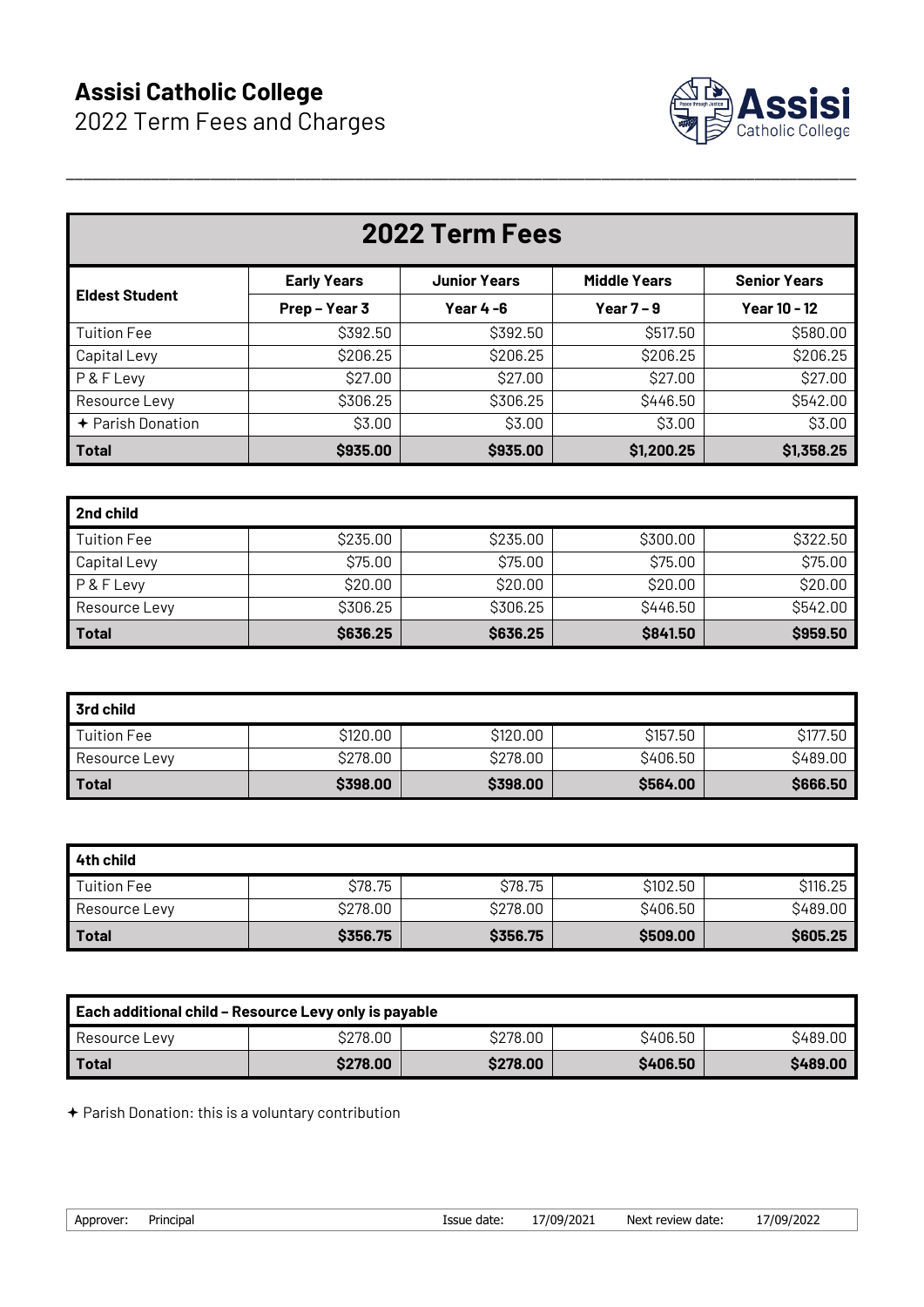# Assisi Catholic College

## 2022 Term Fees and Charges

| 2022 Term Fees | | | | |
|---|---|---|---|---|
| **Eldest Student** | **Early Years** | **Junior Years** | **Middle Years** | **Senior Years** |
| | **Prep – Year 3** | **Year 4 -6** | **Year 7 – 9** | **Year 10 - 12** |
| Tuition Fee | $392.50 | $392.50 | $517.50 | $580.00 |
| Capital Levy | $206.25 | $206.25 | $206.25 | $206.25 |
| P & F Levy | $27.00 | $27.00 | $27.00 | $27.00 |
| Resource Levy | $306.25 | $306.25 | $446.50 | $542.00 |
| ✦ Parish Donation | $3.00 | $3.00 | $3.00 | $3.00 |
| **Total** | **$935.00** | **$935.00** | **$1,200.25** | **$1,358.25** |

| 2nd child | | | | |
|---|---|---|---|---|
| Tuition Fee | $235.00 | $235.00 | $300.00 | $322.50 |
| Capital Levy | $75.00 | $75.00 | $75.00 | $75.00 |
| P & F Levy | $20.00 | $20.00 | $20.00 | $20.00 |
| Resource Levy | $306.25 | $306.25 | $446.50 | $542.00 |
| **Total** | **$636.25** | **$636.25** | **$841.50** | **$959.50** |

| 3rd child | | | | |
|---|---|---|---|---|
| Tuition Fee | $120.00 | $120.00 | $157.50 | $177.50 |
| Resource Levy | $278.00 | $278.00 | $406.50 | $489.00 |
| **Total** | **$398.00** | **$398.00** | **$564.00** | **$666.50** |

| 4th child | | | | |
|---|---|---|---|---|
| Tuition Fee | $78.75 | $78.75 | $102.50 | $116.25 |
| Resource Levy | $278.00 | $278.00 | $406.50 | $489.00 |
| **Total** | **$356.75** | **$356.75** | **$509.00** | **$605.25** |

| Each additional child – Resource Levy only is payable | | | | |
|---|---|---|---|---|
| Resource Levy | $278.00 | $278.00 | $406.50 | $489.00 |
| **Total** | **$278.00** | **$278.00** | **$406.50** | **$489.00** |

✦ Parish Donation: this is a voluntary contribution

| | | | | | |
|---|---|---|---|---|---|
| Approver: | Principal | Issue date: | 17/09/2021 | Next review date: | 17/09/2022 |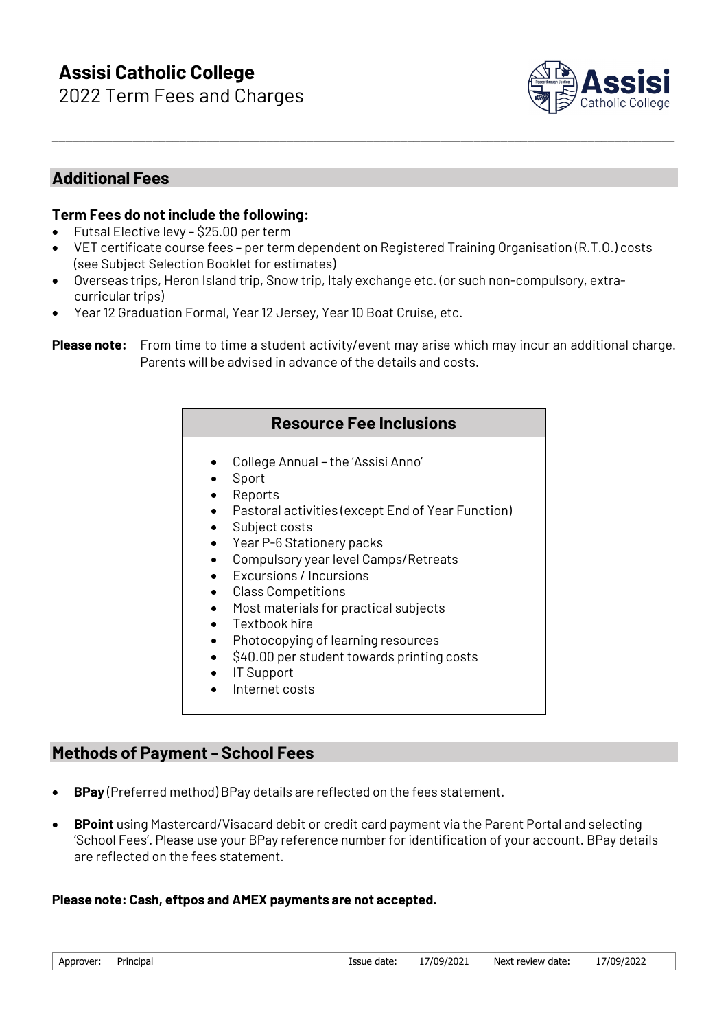## Additional Fees

**Term Fees do not include the following:**

- Futsal Elective levy – $25.00 per term
- VET certificate course fees – per term dependent on Registered Training Organisation (R.T.O.) costs (see Subject Selection Booklet for estimates)
- Overseas trips, Heron Island trip, Snow trip, Italy exchange etc. (or such non-compulsory, extra-curricular trips)
- Year 12 Graduation Formal, Year 12 Jersey, Year 10 Boat Cruise, etc.

**Please note:** From time to time a student activity/event may arise which may incur an additional charge. Parents will be advised in advance of the details and costs.

### Resource Fee Inclusions

- College Annual – the 'Assisi Anno'
- Sport
- Reports
- Pastoral activities (except End of Year Function)
- Subject costs
- Year P-6 Stationery packs
- Compulsory year level Camps/Retreats
- Excursions / Incursions
- Class Competitions
- Most materials for practical subjects
- Textbook hire
- Photocopying of learning resources
- $40.00 per student towards printing costs
- IT Support
- Internet costs

## Methods of Payment - School Fees

- **BPay** (Preferred method) BPay details are reflected on the fees statement.
- **BPoint** using Mastercard/Visacard debit or credit card payment via the Parent Portal and selecting 'School Fees'. Please use your BPay reference number for identification of your account. BPay details are reflected on the fees statement.

**Please note: Cash, eftpos and AMEX payments are not accepted.**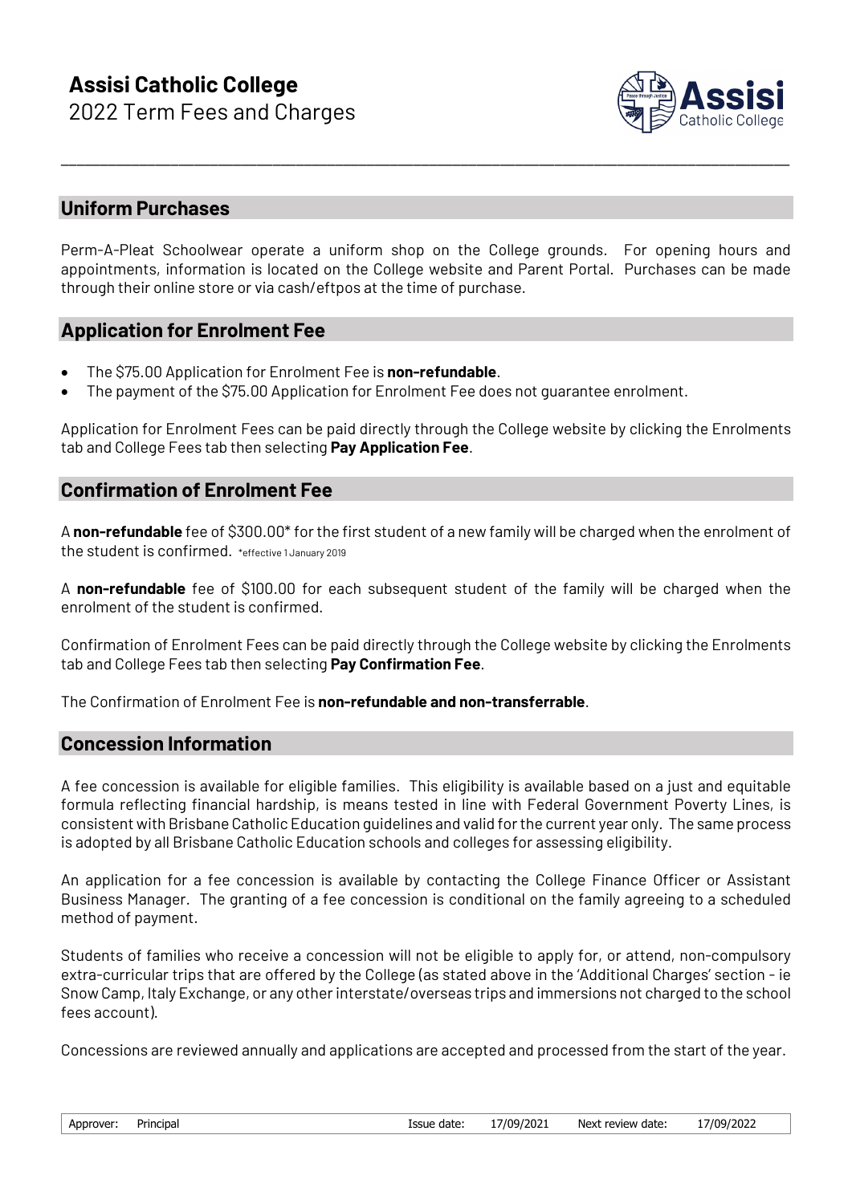## Uniform Purchases

Perm-A-Pleat Schoolwear operate a uniform shop on the College grounds. For opening hours and appointments, information is located on the College website and Parent Portal. Purchases can be made through their online store or via cash/eftpos at the time of purchase.

## Application for Enrolment Fee

- The $75.00 Application for Enrolment Fee is **non-refundable**.
- The payment of the $75.00 Application for Enrolment Fee does not guarantee enrolment.

Application for Enrolment Fees can be paid directly through the College website by clicking the Enrolments tab and College Fees tab then selecting **Pay Application Fee**.

## Confirmation of Enrolment Fee

A **non-refundable** fee of $300.00* for the first student of a new family will be charged when the enrolment of the student is confirmed. *effective 1 January 2019

A **non-refundable** fee of $100.00 for each subsequent student of the family will be charged when the enrolment of the student is confirmed.

Confirmation of Enrolment Fees can be paid directly through the College website by clicking the Enrolments tab and College Fees tab then selecting **Pay Confirmation Fee**.

The Confirmation of Enrolment Fee is **non-refundable and non-transferrable**.

## Concession Information

A fee concession is available for eligible families. This eligibility is available based on a just and equitable formula reflecting financial hardship, is means tested in line with Federal Government Poverty Lines, is consistent with Brisbane Catholic Education guidelines and valid for the current year only. The same process is adopted by all Brisbane Catholic Education schools and colleges for assessing eligibility.

An application for a fee concession is available by contacting the College Finance Officer or Assistant Business Manager. The granting of a fee concession is conditional on the family agreeing to a scheduled method of payment.

Students of families who receive a concession will not be eligible to apply for, or attend, non-compulsory extra-curricular trips that are offered by the College (as stated above in the 'Additional Charges' section - ie Snow Camp, Italy Exchange, or any other interstate/overseas trips and immersions not charged to the school fees account).

Concessions are reviewed annually and applications are accepted and processed from the start of the year.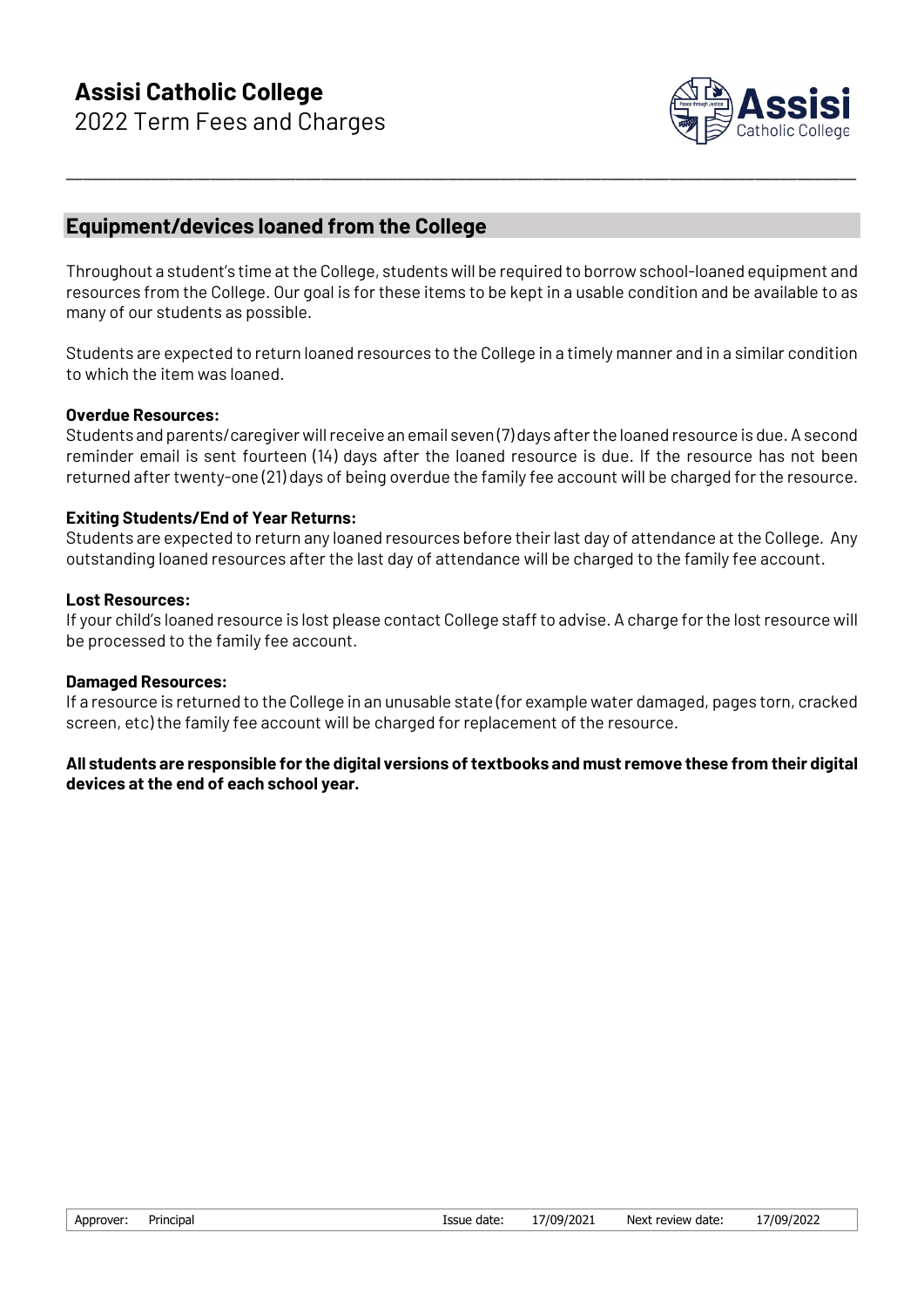## Equipment/devices loaned from the College

Throughout a student's time at the College, students will be required to borrow school-loaned equipment and resources from the College. Our goal is for these items to be kept in a usable condition and be available to as many of our students as possible.

Students are expected to return loaned resources to the College in a timely manner and in a similar condition to which the item was loaned.

**Overdue Resources:**
Students and parents/caregiver will receive an email seven (7) days after the loaned resource is due. A second reminder email is sent fourteen (14) days after the loaned resource is due. If the resource has not been returned after twenty-one (21) days of being overdue the family fee account will be charged for the resource.

**Exiting Students/End of Year Returns:**
Students are expected to return any loaned resources before their last day of attendance at the College. Any outstanding loaned resources after the last day of attendance will be charged to the family fee account.

**Lost Resources:**
If your child's loaned resource is lost please contact College staff to advise. A charge for the lost resource will be processed to the family fee account.

**Damaged Resources:**
If a resource is returned to the College in an unusable state (for example water damaged, pages torn, cracked screen, etc) the family fee account will be charged for replacement of the resource.

**All students are responsible for the digital versions of textbooks and must remove these from their digital devices at the end of each school year.**